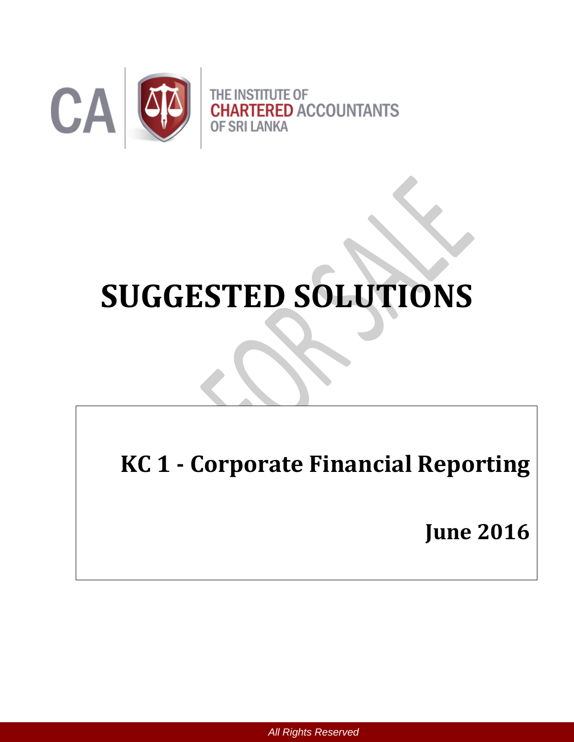CA

THE INSTITUTE OF **CHARTERED** ACCOUNTANTS OF SRI LANKA

# SUGGESTED SOLUTIONS

## KC 1 - Corporate Financial Reporting

**June 2016**

*All Rights Reserved*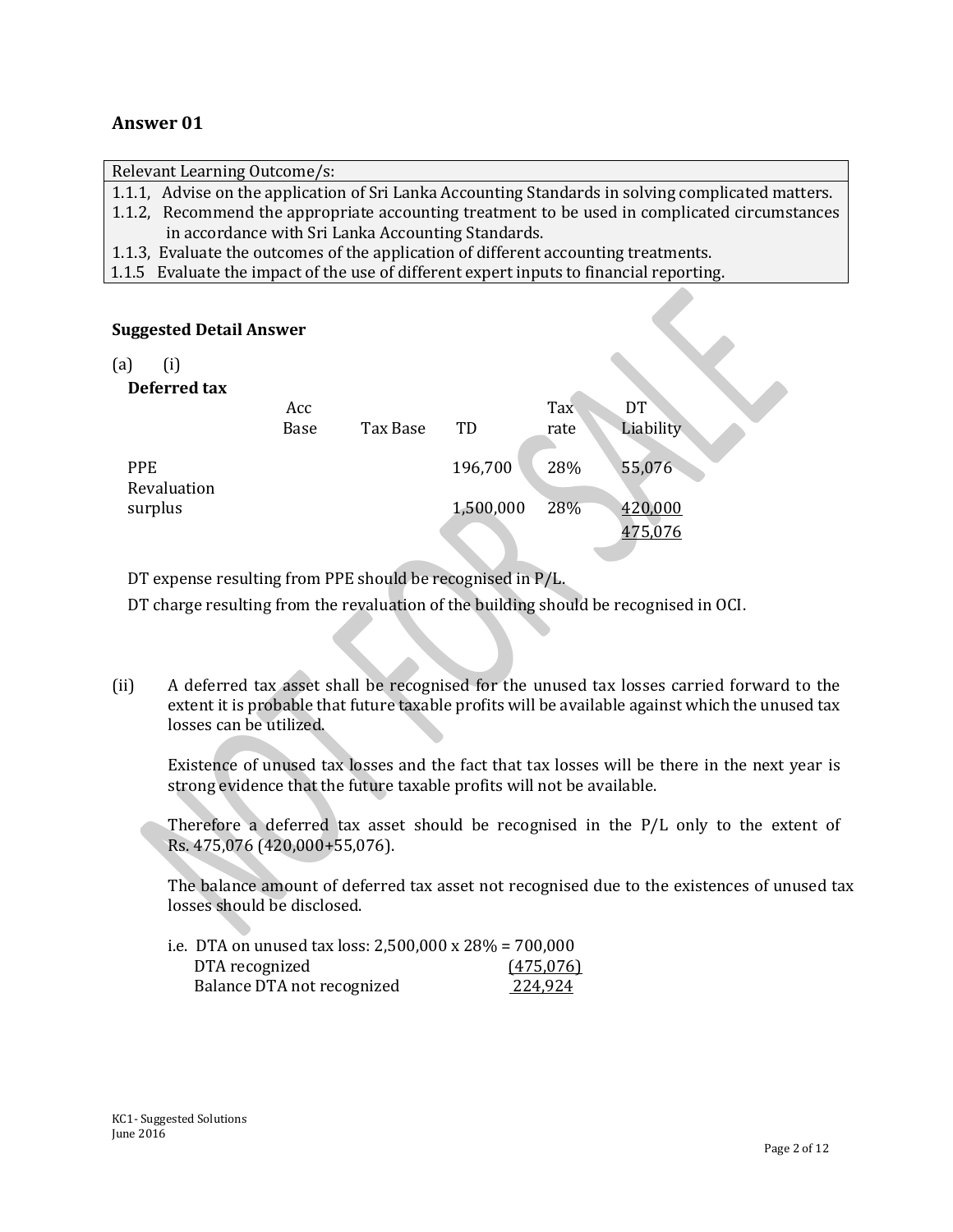## Answer 01

| Relevant Learning Outcome/s: |
|---|
| 1.1.1, Advise on the application of Sri Lanka Accounting Standards in solving complicated matters. |
| 1.1.2, Recommend the appropriate accounting treatment to be used in complicated circumstances in accordance with Sri Lanka Accounting Standards. |
| 1.1.3, Evaluate the outcomes of the application of different accounting treatments. |
| 1.1.5 Evaluate the impact of the use of different expert inputs to financial reporting. |

### Suggested Detail Answer

(a) (i)

**Deferred tax**

| | Acc Base | Tax Base | TD | Tax rate | DT Liability |
|---|---|---|---|---|---|
| PPE | | | 196,700 | 28% | 55,076 |
| Revaluation surplus | | | 1,500,000 | 28% | 420,000 |
| | | | | | 475,076 |

DT expense resulting from PPE should be recognised in P/L.

DT charge resulting from the revaluation of the building should be recognised in OCI.

(ii) A deferred tax asset shall be recognised for the unused tax losses carried forward to the extent it is probable that future taxable profits will be available against which the unused tax losses can be utilized.

Existence of unused tax losses and the fact that tax losses will be there in the next year is strong evidence that the future taxable profits will not be available.

Therefore a deferred tax asset should be recognised in the P/L only to the extent of Rs. 475,076 (420,000+55,076).

The balance amount of deferred tax asset not recognised due to the existences of unused tax losses should be disclosed.

i.e. DTA on unused tax loss: 2,500,000 x 28% = 700,000

| | |
|---|---|
| DTA recognized | (475,076) |
| Balance DTA not recognized | 224,924 |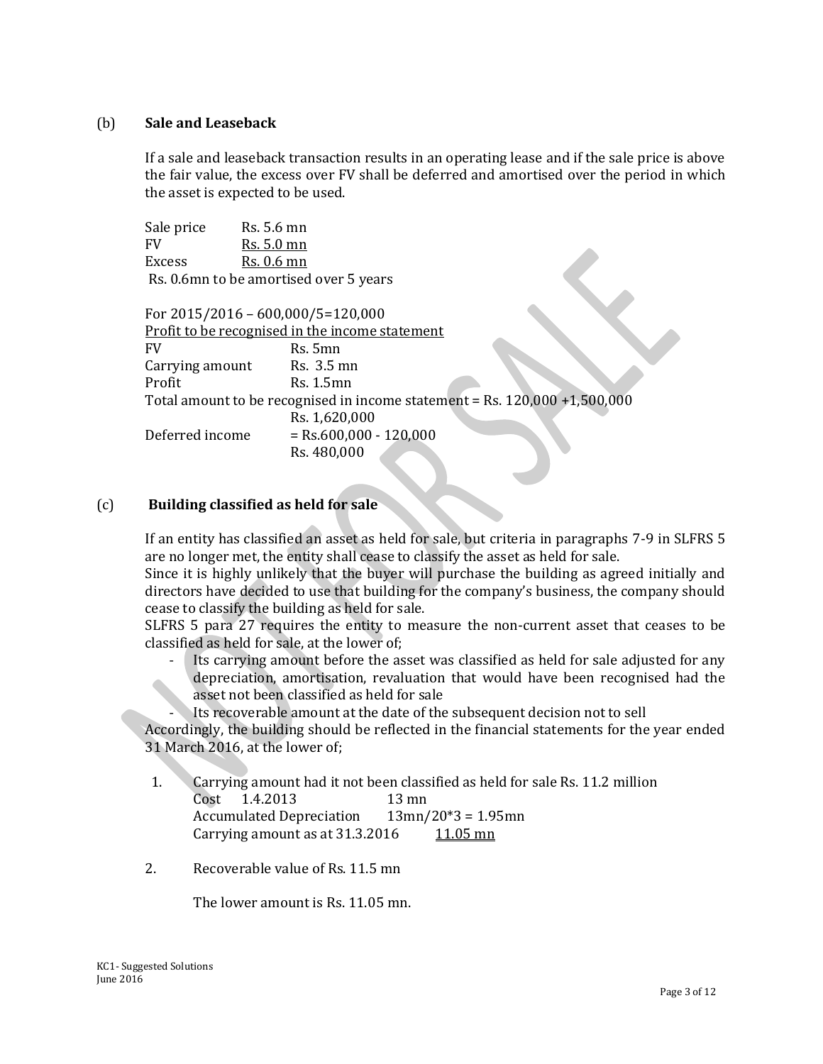(b) **Sale and Leaseback**

If a sale and leaseback transaction results in an operating lease and if the sale price is above the fair value, the excess over FV shall be deferred and amortised over the period in which the asset is expected to be used.

| | |
|---|---|
| Sale price | Rs. 5.6 mn |
| FV | Rs. 5.0 mn |
| Excess | Rs. 0.6 mn |

Rs. 0.6mn to be amortised over 5 years

For 2015/2016 – 600,000/5=120,000

Profit to be recognised in the income statement

| | |
|---|---|
| FV | Rs. 5mn |
| Carrying amount | Rs. 3.5 mn |
| Profit | Rs. 1.5mn |

Total amount to be recognised in income statement = Rs. 120,000 +1,500,000
Rs. 1,620,000

Deferred income = Rs.600,000 - 120,000
Rs. 480,000

(c) **Building classified as held for sale**

If an entity has classified an asset as held for sale, but criteria in paragraphs 7-9 in SLFRS 5 are no longer met, the entity shall cease to classify the asset as held for sale.

Since it is highly unlikely that the buyer will purchase the building as agreed initially and directors have decided to use that building for the company's business, the company should cease to classify the building as held for sale.

SLFRS 5 para 27 requires the entity to measure the non-current asset that ceases to be classified as held for sale, at the lower of;

- Its carrying amount before the asset was classified as held for sale adjusted for any depreciation, amortisation, revaluation that would have been recognised had the asset not been classified as held for sale
- Its recoverable amount at the date of the subsequent decision not to sell

Accordingly, the building should be reflected in the financial statements for the year ended 31 March 2016, at the lower of;

1. Carrying amount had it not been classified as held for sale Rs. 11.2 million

| | |
|---|---|
| Cost 1.4.2013 | 13 mn |
| Accumulated Depreciation | 13mn/20*3 = 1.95mn |
| Carrying amount as at 31.3.2016 | 11.05 mn |

2. Recoverable value of Rs. 11.5 mn

   The lower amount is Rs. 11.05 mn.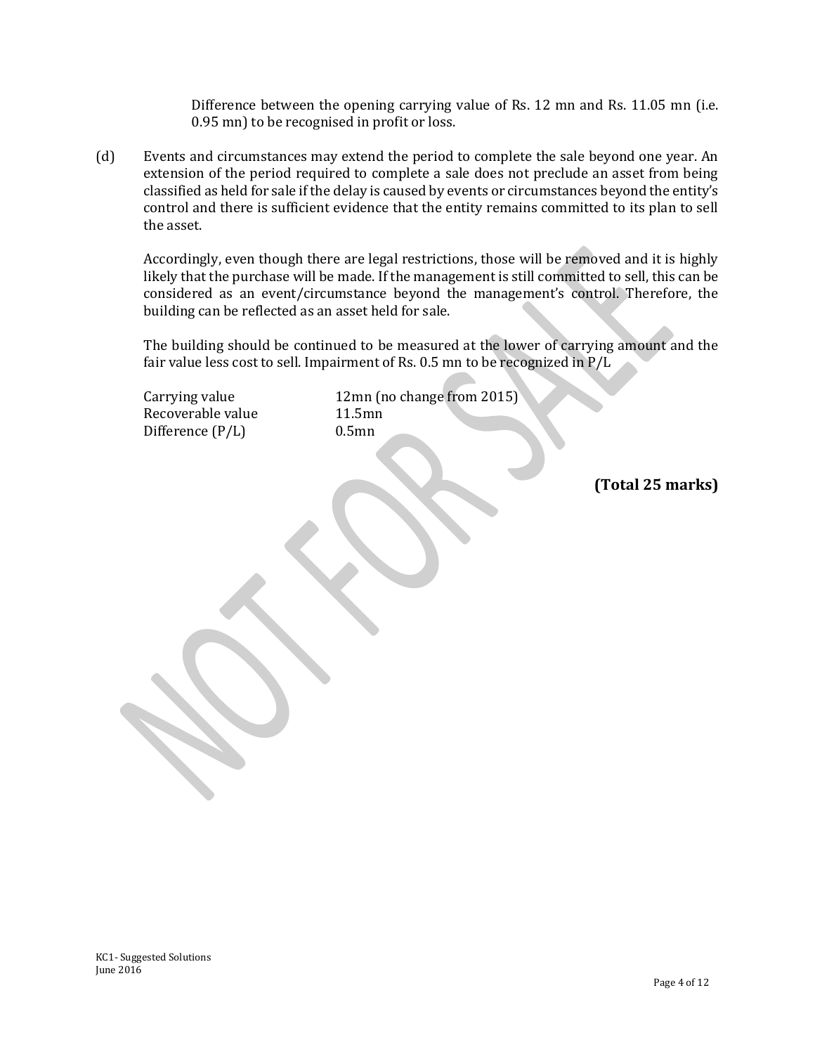Difference between the opening carrying value of Rs. 12 mn and Rs. 11.05 mn (i.e. 0.95 mn) to be recognised in profit or loss.

(d) Events and circumstances may extend the period to complete the sale beyond one year. An extension of the period required to complete a sale does not preclude an asset from being classified as held for sale if the delay is caused by events or circumstances beyond the entity's control and there is sufficient evidence that the entity remains committed to its plan to sell the asset.

Accordingly, even though there are legal restrictions, those will be removed and it is highly likely that the purchase will be made. If the management is still committed to sell, this can be considered as an event/circumstance beyond the management's control. Therefore, the building can be reflected as an asset held for sale.

The building should be continued to be measured at the lower of carrying amount and the fair value less cost to sell. Impairment of Rs. 0.5 mn to be recognized in P/L

| | |
|---|---|
| Carrying value | 12mn (no change from 2015) |
| Recoverable value | 11.5mn |
| Difference (P/L) | 0.5mn |

**(Total 25 marks)**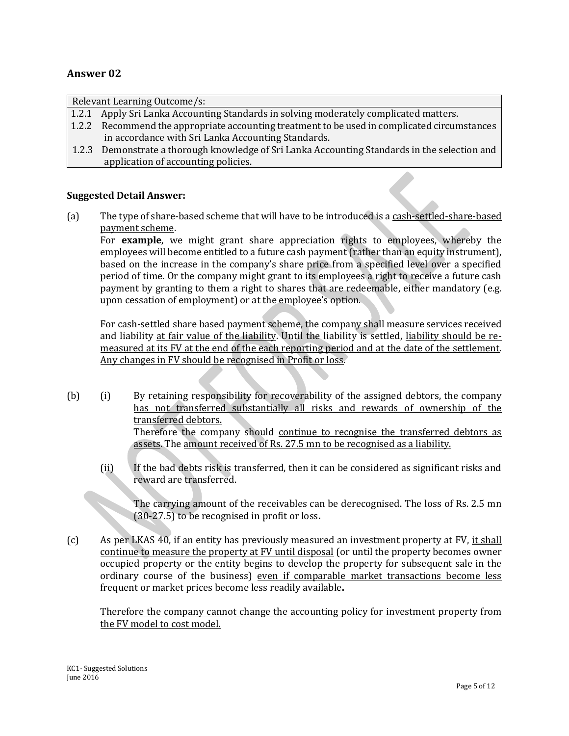## Answer 02

| Relevant Learning Outcome/s: |
|---|
| 1.2.1 Apply Sri Lanka Accounting Standards in solving moderately complicated matters. |
| 1.2.2 Recommend the appropriate accounting treatment to be used in complicated circumstances in accordance with Sri Lanka Accounting Standards. |
| 1.2.3 Demonstrate a thorough knowledge of Sri Lanka Accounting Standards in the selection and application of accounting policies. |

**Suggested Detail Answer:**

(a) The type of share-based scheme that will have to be introduced is a cash-settled-share-based payment scheme.

For **example**, we might grant share appreciation rights to employees, whereby the employees will become entitled to a future cash payment (rather than an equity instrument), based on the increase in the company's share price from a specified level over a specified period of time. Or the company might grant to its employees a right to receive a future cash payment by granting to them a right to shares that are redeemable, either mandatory (e.g. upon cessation of employment) or at the employee's option.

For cash-settled share based payment scheme, the company shall measure services received and liability at fair value of the liability. Until the liability is settled, liability should be re-measured at its FV at the end of the each reporting period and at the date of the settlement. Any changes in FV should be recognised in Profit or loss.

(b) (i) By retaining responsibility for recoverability of the assigned debtors, the company has not transferred substantially all risks and rewards of ownership of the transferred debtors.

Therefore the company should continue to recognise the transferred debtors as assets. The amount received of Rs. 27.5 mn to be recognised as a liability.

(ii) If the bad debts risk is transferred, then it can be considered as significant risks and reward are transferred.

The carrying amount of the receivables can be derecognised. The loss of Rs. 2.5 mn (30-27.5) to be recognised in profit or loss**.**

(c) As per LKAS 40, if an entity has previously measured an investment property at FV, it shall continue to measure the property at FV until disposal (or until the property becomes owner occupied property or the entity begins to develop the property for subsequent sale in the ordinary course of the business) even if comparable market transactions become less frequent or market prices become less readily available**.**

Therefore the company cannot change the accounting policy for investment property from the FV model to cost model.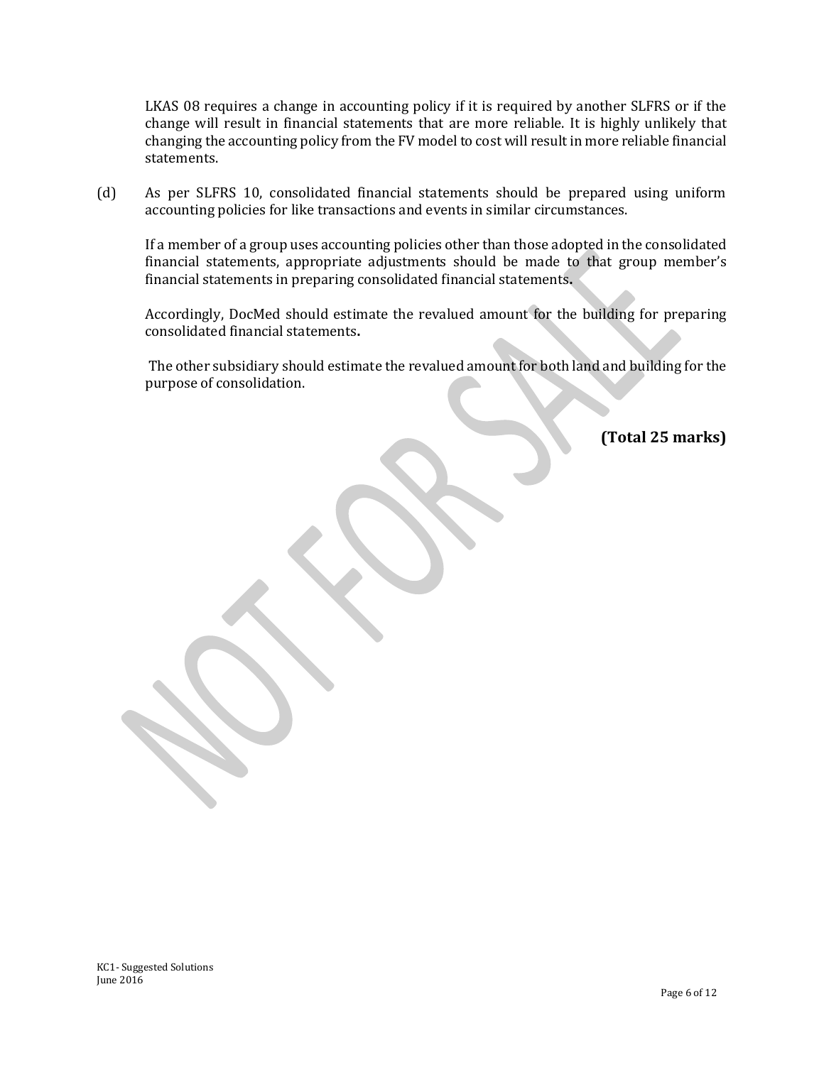LKAS 08 requires a change in accounting policy if it is required by another SLFRS or if the change will result in financial statements that are more reliable. It is highly unlikely that changing the accounting policy from the FV model to cost will result in more reliable financial statements.

(d) As per SLFRS 10, consolidated financial statements should be prepared using uniform accounting policies for like transactions and events in similar circumstances.

If a member of a group uses accounting policies other than those adopted in the consolidated financial statements, appropriate adjustments should be made to that group member's financial statements in preparing consolidated financial statements**.**

Accordingly, DocMed should estimate the revalued amount for the building for preparing consolidated financial statements**.**

The other subsidiary should estimate the revalued amount for both land and building for the purpose of consolidation.

**(Total 25 marks)**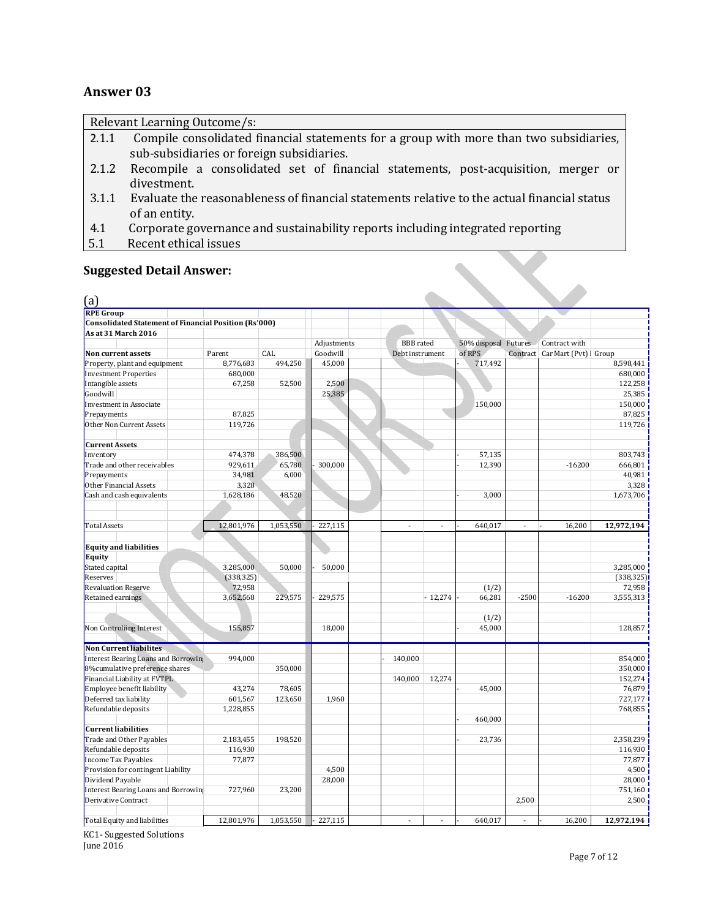## Answer 03

| Relevant Learning Outcome/s: |
|---|
| 2.1.1 Compile consolidated financial statements for a group with more than two subsidiaries, sub-subsidiaries or foreign subsidiaries. |
| 2.1.2 Recompile a consolidated set of financial statements, post-acquisition, merger or divestment. |
| 3.1.1 Evaluate the reasonableness of financial statements relative to the actual financial status of an entity. |
| 4.1 Corporate governance and sustainability reports including integrated reporting |
| 5.1 Recent ethical issues |

### Suggested Detail Answer:

(a)

**RPE Group**
**Consolidated Statement of Financial Position (Rs'000)**
**As at 31 March 2016**

| | | | Adjustments | | BBB rated | | 50% disposal | Futures | Contract with | |
|---|---|---|---|---|---|---|---|---|---|---|
| **Non current assets** | Parent | CAL | Goodwill | | Debt instrument | | of RPS | Contract | Car Mart (Pvt) | Group |
| Property, plant and equipment | 8,776,683 | 494,250 | 45,000 | | | | - 717,492 | | | 8,598,441 |
| Investment Properties | 680,000 | | | | | | | | | 680,000 |
| Intangible assets | 67,258 | 52,500 | 2,500 | | | | | | | 122,258 |
| Goodwill | | | 25,385 | | | | | | | 25,385 |
| Investment in Associate | | | | | | | 150,000 | | | 150,000 |
| Prepayments | 87,825 | | | | | | | | | 87,825 |
| Other Non Current Assets | 119,726 | | | | | | | | | 119,726 |
| | | | | | | | | | | |
| **Current Assets** | | | | | | | | | | |
| Inventory | 474,378 | 386,500 | | | | | - 57,135 | | | 803,743 |
| Trade and other receivables | 929,611 | 65,780 | - 300,000 | | | | - 12,390 | | -16200 | 666,801 |
| Prepayments | 34,981 | 6,000 | | | | | | | | 40,981 |
| Other Financial Assets | 3,328 | | | | | | | | | 3,328 |
| Cash and cash equivalents | 1,628,186 | 48,520 | | | | | - 3,000 | | | 1,673,706 |
| | | | | | | | | | | |
| Total Assets | 12,801,976 | 1,053,550 | - 227,115 | | - | - | - 640,017 | - | - 16,200 | **12,972,194** |
| | | | | | | | | | | |
| **Equity and liabilities** | | | | | | | | | | |
| **Equity** | | | | | | | | | | |
| Stated capital | 3,285,000 | 50,000 | - 50,000 | | | | | | | 3,285,000 |
| Reserves | (338,325) | | | | | | | | | (338,325) |
| Revaluation Reserve | 72,958 | | | | | | (1/2) | | | 72,958 |
| Retained earnings | 3,652,568 | 229,575 | - 229,575 | | | - 12,274 | - 66,281 | -2500 | -16200 | 3,555,313 |
| | | | | | | | (1/2) | | | |
| Non Controliing Interest | 155,857 | | 18,000 | | | | - 45,000 | | | 128,857 |
| | | | | | | | | | | |
| **Non Current liabilites** | | | | | | | | | | |
| Interest Bearing Loans and Borrowin | 994,000 | | | | - 140,000 | | | | | 854,000 |
| 8%cumulative preference shares | | 350,000 | | | | | | | | 350,000 |
| Financial Liability at FVTPL | | | | | 140,000 | 12,274 | | | | 152,274 |
| Employee benefit liability | 43,274 | 78,605 | | | | | - 45,000 | | | 76,879 |
| Deferred tax liability | 601,567 | 123,650 | 1,960 | | | | | | | 727,177 |
| Refundable deposits | 1,228,855 | | | | | | | | | 768,855 |
| | | | | | | | - 460,000 | | | |
| **Current liabilities** | | | | | | | | | | |
| Trade and Other Payables | 2,183,455 | 198,520 | | | | | - 23,736 | | | 2,358,239 |
| Refundable deposits | 116,930 | | | | | | | | | 116,930 |
| Income Tax Payables | 77,877 | | | | | | | | | 77,877 |
| Provision for contingent Liability | | | 4,500 | | | | | | | 4,500 |
| Dividend Payable | | | 28,000 | | | | | | | 28,000 |
| Interest Bearing Loans and Borrowin | 727,960 | 23,200 | | | | | | | | 751,160 |
| Derivative Contract | | | | | | | | 2,500 | | 2,500 |
| | | | | | | | | | | |
| Total Equity and liabilities | 12,801,976 | 1,053,550 | - 227,115 | | - | - | - 640,017 | - | - 16,200 | **12,972,194** |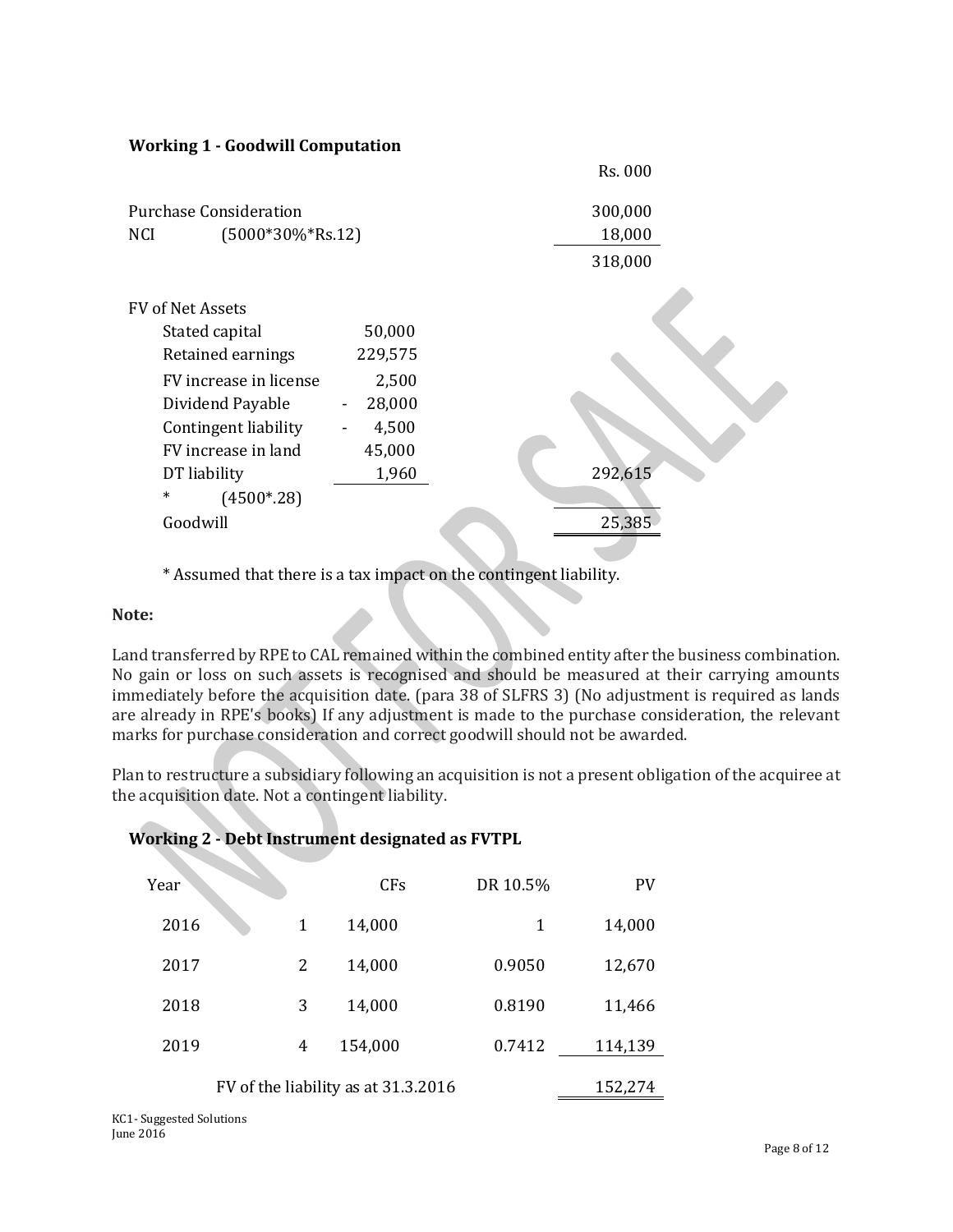### Working 1 - Goodwill Computation

| | | | Rs. 000 |
|---|---|---|---|
| Purchase Consideration | | | 300,000 |
| NCI | (5000*30%*Rs.12) | | 18,000 |
| | | | 318,000 |
| FV of Net Assets | | | |
| Stated capital | | 50,000 | |
| Retained earnings | | 229,575 | |
| FV increase in license | | 2,500 | |
| Dividend Payable | | - 28,000 | |
| Contingent liability | | - 4,500 | |
| FV increase in land | | 45,000 | |
| DT liability | | 1,960 | 292,615 |
| * | (4500*.28) | | |
| Goodwill | | | 25,385 |

\* Assumed that there is a tax impact on the contingent liability.

**Note:**

Land transferred by RPE to CAL remained within the combined entity after the business combination. No gain or loss on such assets is recognised and should be measured at their carrying amounts immediately before the acquisition date. (para 38 of SLFRS 3) (No adjustment is required as lands are already in RPE's books) If any adjustment is made to the purchase consideration, the relevant marks for purchase consideration and correct goodwill should not be awarded.

Plan to restructure a subsidiary following an acquisition is not a present obligation of the acquiree at the acquisition date. Not a contingent liability.

### Working 2 - Debt Instrument designated as FVTPL

| Year | | CFs | DR 10.5% | PV |
|---|---|---|---|---|
| 2016 | 1 | 14,000 | 1 | 14,000 |
| 2017 | 2 | 14,000 | 0.9050 | 12,670 |
| 2018 | 3 | 14,000 | 0.8190 | 11,466 |
| 2019 | 4 | 154,000 | 0.7412 | 114,139 |
| FV of the liability as at 31.3.2016 | | | | 152,274 |

KC1- Suggested Solutions
June 2016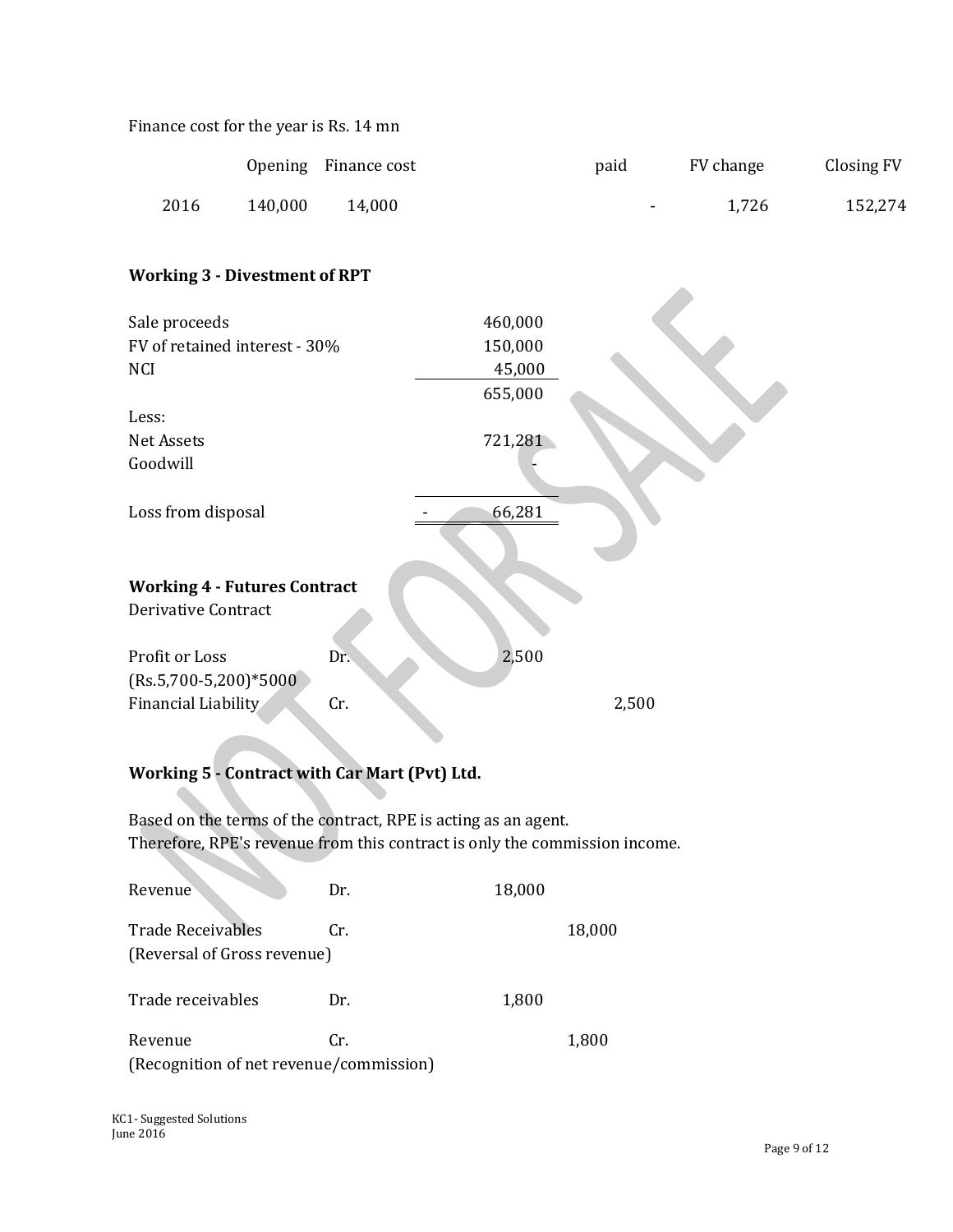Finance cost for the year is Rs. 14 mn

| | Opening | Finance cost | paid | FV change | Closing FV |
|---|---|---|---|---|---|
| 2016 | 140,000 | 14,000 | - | 1,726 | 152,274 |

**Working 3 - Divestment of RPT**

| | |
|---|---|
| Sale proceeds | 460,000 |
| FV of retained interest - 30% | 150,000 |
| NCI | 45,000 |
| | 655,000 |
| Less: | |
| Net Assets | 721,281 |
| Goodwill | - |
| | |
| Loss from disposal | - 66,281 |

**Working 4 - Futures Contract**

Derivative Contract

| | | | |
|---|---|---|---|
| Profit or Loss (Rs.5,700-5,200)*5000 | Dr. | 2,500 | |
| Financial Liability | Cr. | | 2,500 |

**Working 5 - Contract with Car Mart (Pvt) Ltd.**

Based on the terms of the contract, RPE is acting as an agent.
Therefore, RPE's revenue from this contract is only the commission income.

| | | | |
|---|---|---|---|
| Revenue | Dr. | 18,000 | |
| Trade Receivables | Cr. | | 18,000 |

(Reversal of Gross revenue)

| | | | |
|---|---|---|---|
| Trade receivables | Dr. | 1,800 | |
| Revenue | Cr. | | 1,800 |

(Recognition of net revenue/commission)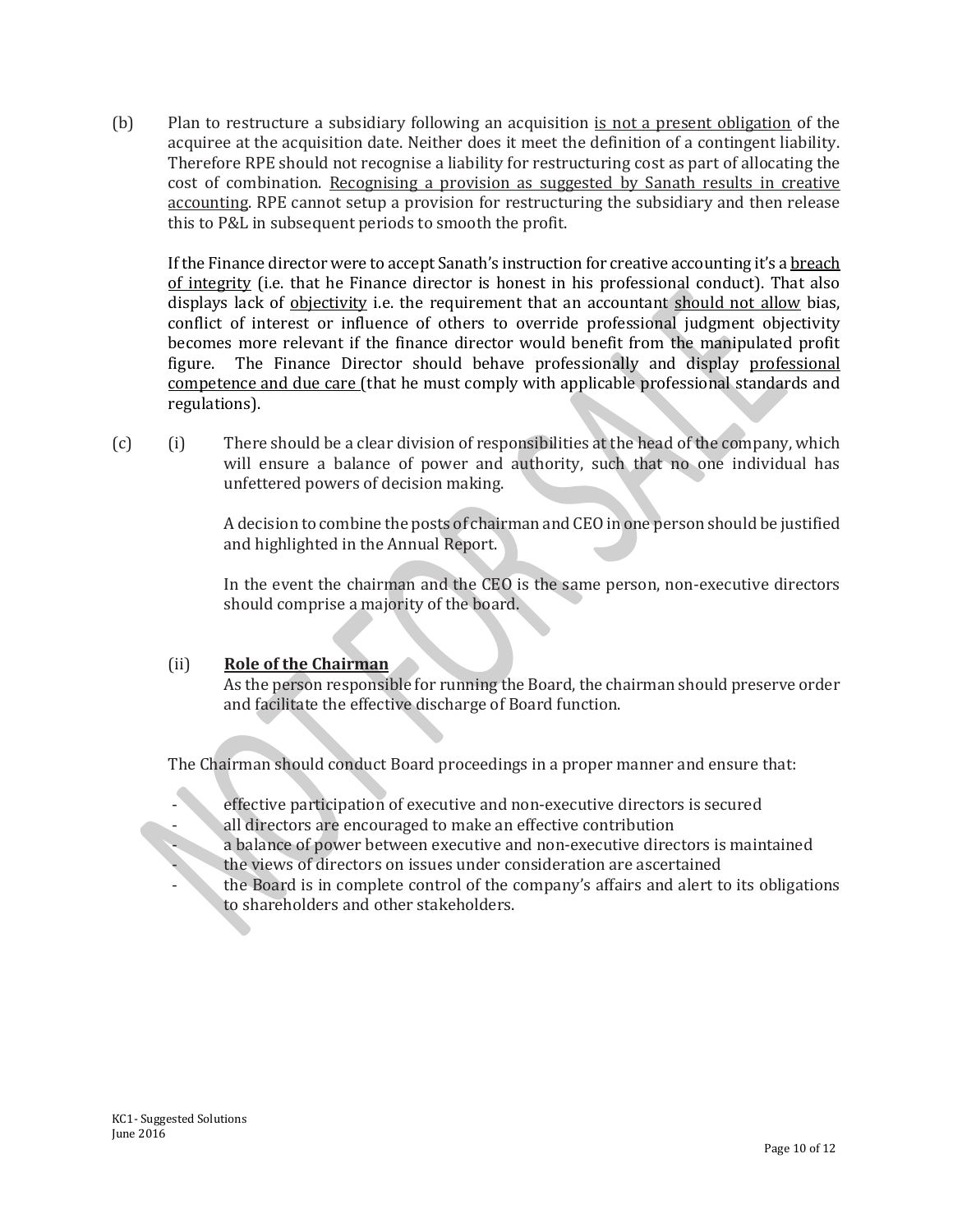(b) Plan to restructure a subsidiary following an acquisition <u>is not a present obligation</u> of the acquiree at the acquisition date. Neither does it meet the definition of a contingent liability. Therefore RPE should not recognise a liability for restructuring cost as part of allocating the cost of combination. <u>Recognising a provision as suggested by Sanath results in creative accounting</u>. RPE cannot setup a provision for restructuring the subsidiary and then release this to P&L in subsequent periods to smooth the profit.

If the Finance director were to accept Sanath's instruction for creative accounting it's a <u>breach of integrity</u> (i.e. that he Finance director is honest in his professional conduct). That also displays lack of <u>objectivity</u> i.e. the requirement that an accountant <u>should not allow</u> bias, conflict of interest or influence of others to override professional judgment objectivity becomes more relevant if the finance director would benefit from the manipulated profit figure. The Finance Director should behave professionally and display <u>professional competence and due care</u> (that he must comply with applicable professional standards and regulations).

(c) (i) There should be a clear division of responsibilities at the head of the company, which will ensure a balance of power and authority, such that no one individual has unfettered powers of decision making.

A decision to combine the posts of chairman and CEO in one person should be justified and highlighted in the Annual Report.

In the event the chairman and the CEO is the same person, non-executive directors should comprise a majority of the board.

(ii) **<u>Role of the Chairman</u>**

As the person responsible for running the Board, the chairman should preserve order and facilitate the effective discharge of Board function.

The Chairman should conduct Board proceedings in a proper manner and ensure that:

- effective participation of executive and non-executive directors is secured
- all directors are encouraged to make an effective contribution
- a balance of power between executive and non-executive directors is maintained
- the views of directors on issues under consideration are ascertained
- the Board is in complete control of the company's affairs and alert to its obligations to shareholders and other stakeholders.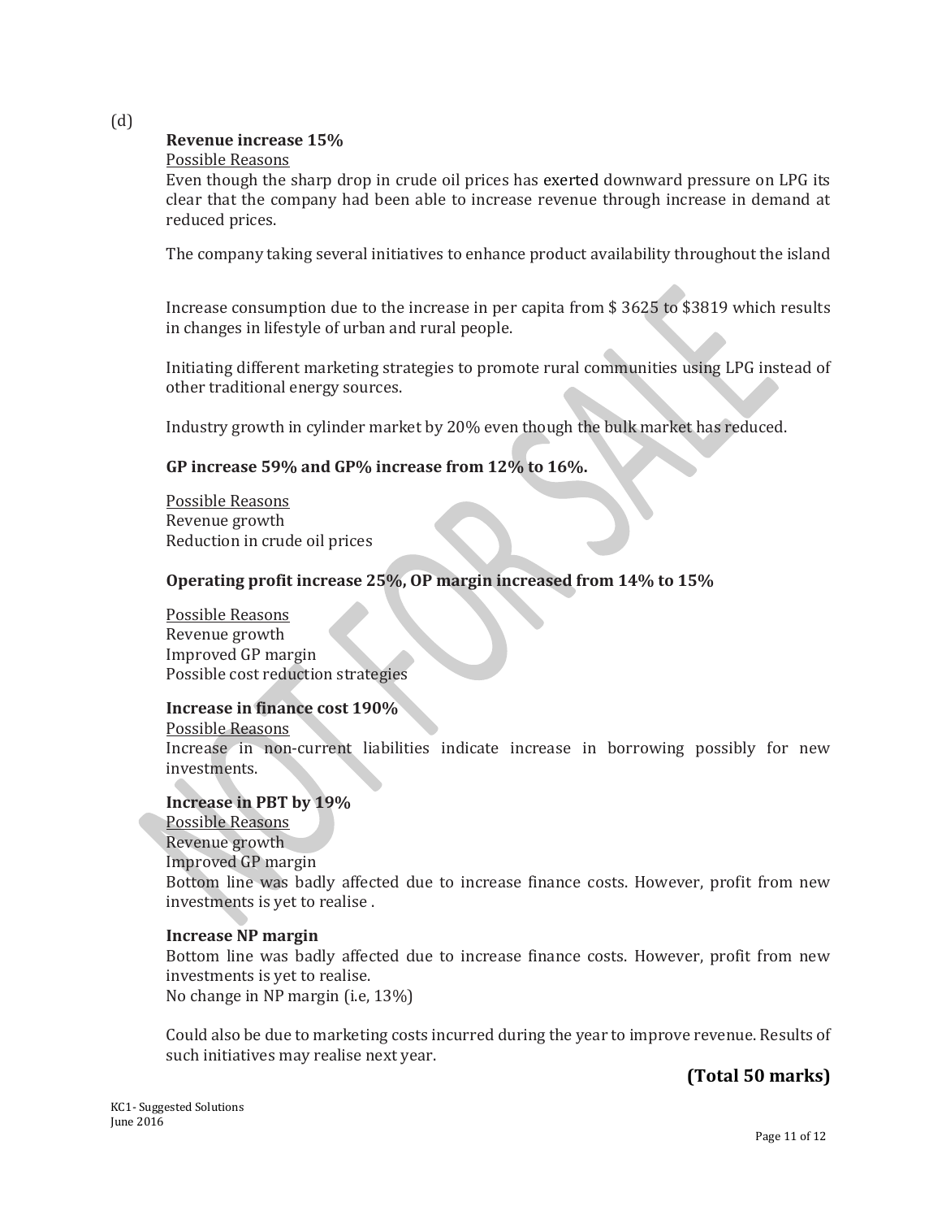(d)

**Revenue increase 15%**

Possible Reasons

Even though the sharp drop in crude oil prices has exerted downward pressure on LPG its clear that the company had been able to increase revenue through increase in demand at reduced prices.

The company taking several initiatives to enhance product availability throughout the island

Increase consumption due to the increase in per capita from $ 3625 to $3819 which results in changes in lifestyle of urban and rural people.

Initiating different marketing strategies to promote rural communities using LPG instead of other traditional energy sources.

Industry growth in cylinder market by 20% even though the bulk market has reduced.

**GP increase 59% and GP% increase from 12% to 16%.**

Possible Reasons

Revenue growth

Reduction in crude oil prices

**Operating profit increase 25%, OP margin increased from 14% to 15%**

Possible Reasons

Revenue growth

Improved GP margin

Possible cost reduction strategies

**Increase in finance cost 190%**

Possible Reasons

Increase in non-current liabilities indicate increase in borrowing possibly for new investments.

**Increase in PBT by 19%**

Possible Reasons

Revenue growth

Improved GP margin

Bottom line was badly affected due to increase finance costs. However, profit from new investments is yet to realise .

**Increase NP margin**

Bottom line was badly affected due to increase finance costs. However, profit from new investments is yet to realise.

No change in NP margin (i.e, 13%)

Could also be due to marketing costs incurred during the year to improve revenue. Results of such initiatives may realise next year.

**(Total 50 marks)**

KC1- Suggested Solutions
June 2016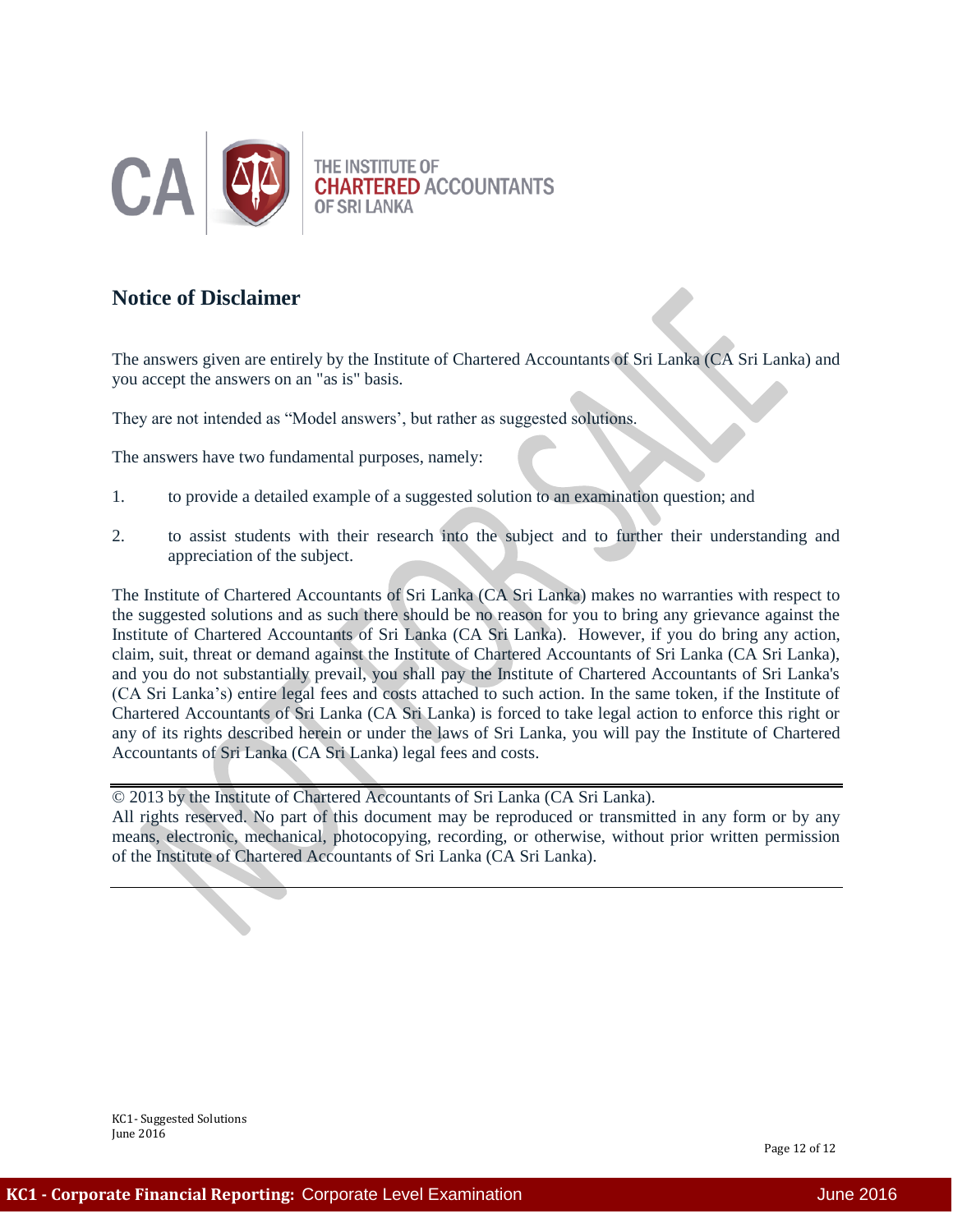THE INSTITUTE OF CHARTERED ACCOUNTANTS OF SRI LANKA

## Notice of Disclaimer

The answers given are entirely by the Institute of Chartered Accountants of Sri Lanka (CA Sri Lanka) and you accept the answers on an "as is" basis.

They are not intended as "Model answers', but rather as suggested solutions.

The answers have two fundamental purposes, namely:

1. to provide a detailed example of a suggested solution to an examination question; and

2. to assist students with their research into the subject and to further their understanding and appreciation of the subject.

The Institute of Chartered Accountants of Sri Lanka (CA Sri Lanka) makes no warranties with respect to the suggested solutions and as such there should be no reason for you to bring any grievance against the Institute of Chartered Accountants of Sri Lanka (CA Sri Lanka). However, if you do bring any action, claim, suit, threat or demand against the Institute of Chartered Accountants of Sri Lanka (CA Sri Lanka), and you do not substantially prevail, you shall pay the Institute of Chartered Accountants of Sri Lanka's (CA Sri Lanka's) entire legal fees and costs attached to such action. In the same token, if the Institute of Chartered Accountants of Sri Lanka (CA Sri Lanka) is forced to take legal action to enforce this right or any of its rights described herein or under the laws of Sri Lanka, you will pay the Institute of Chartered Accountants of Sri Lanka (CA Sri Lanka) legal fees and costs.

---

© 2013 by the Institute of Chartered Accountants of Sri Lanka (CA Sri Lanka).
All rights reserved. No part of this document may be reproduced or transmitted in any form or by any means, electronic, mechanical, photocopying, recording, or otherwise, without prior written permission of the Institute of Chartered Accountants of Sri Lanka (CA Sri Lanka).

---